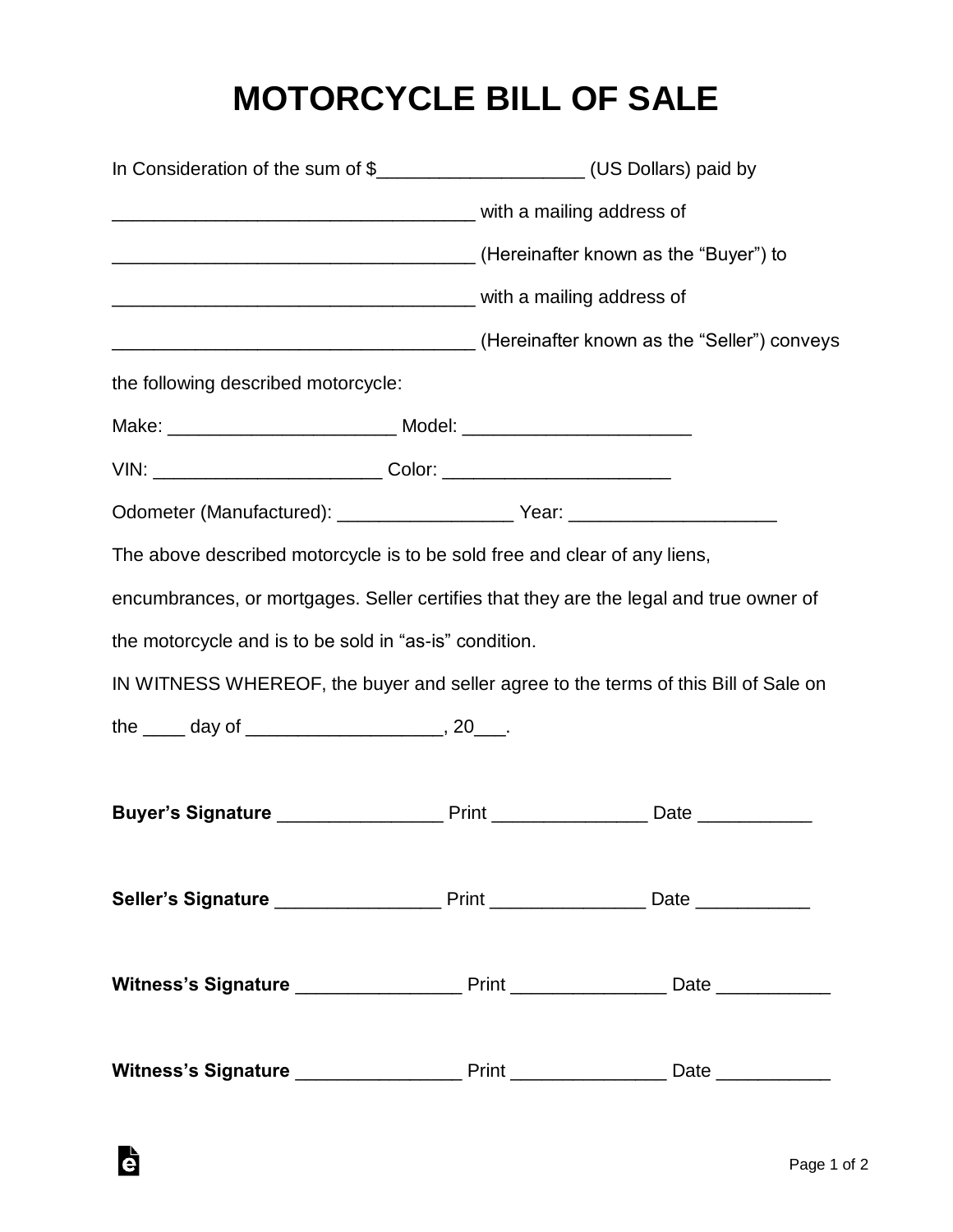# MOTORCYCLE BILL OF SALE

In Consideration of the sum of $___________________ (US Dollars) paid by

__________________________________ with a mailing address of

__________________________________ (Hereinafter known as the "Buyer") to

__________________________________ with a mailing address of

__________________________________ (Hereinafter known as the "Seller") conveys

the following described motorcycle:

Make: _____________________ Model: _____________________

VIN: _____________________ Color: _____________________

Odometer (Manufactured): ________________ Year: ___________________

The above described motorcycle is to be sold free and clear of any liens, encumbrances, or mortgages. Seller certifies that they are the legal and true owner of the motorcycle and is to be sold in "as-is" condition.

IN WITNESS WHEREOF, the buyer and seller agree to the terms of this Bill of Sale on the ____ day of __________________, 20___.

**Buyer's Signature** _______________ Print ______________ Date __________

**Seller's Signature** _______________ Print ______________ Date __________

**Witness's Signature** _______________ Print ______________ Date __________

**Witness's Signature** _______________ Print ______________ Date __________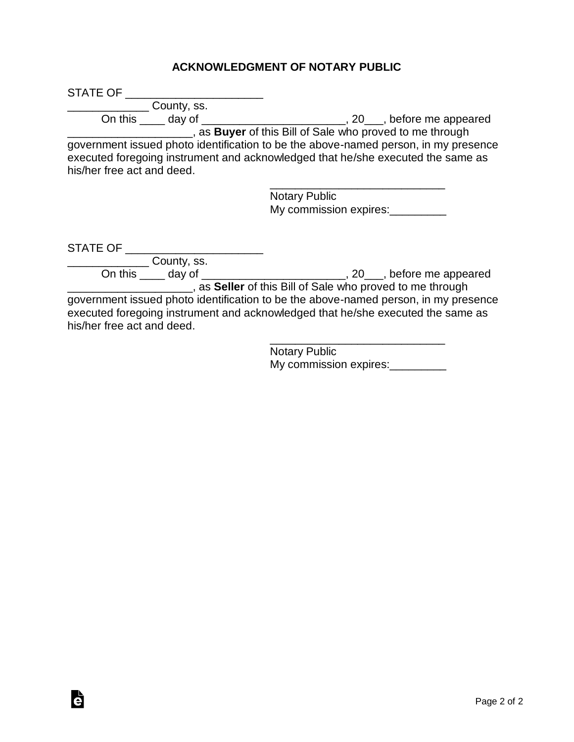## ACKNOWLEDGMENT OF NOTARY PUBLIC

STATE OF ______________________

_____________ County, ss.

On this ____ day of _______________________, 20___, before me appeared ____________________, as **Buyer** of this Bill of Sale who proved to me through government issued photo identification to be the above-named person, in my presence executed foregoing instrument and acknowledged that he/she executed the same as his/her free act and deed.

_____________________________

Notary Public

My commission expires:_________

STATE OF ______________________

_____________ County, ss.

On this ____ day of _______________________, 20___, before me appeared ____________________, as **Seller** of this Bill of Sale who proved to me through government issued photo identification to be the above-named person, in my presence executed foregoing instrument and acknowledged that he/she executed the same as his/her free act and deed.

_____________________________

Notary Public

My commission expires:_________